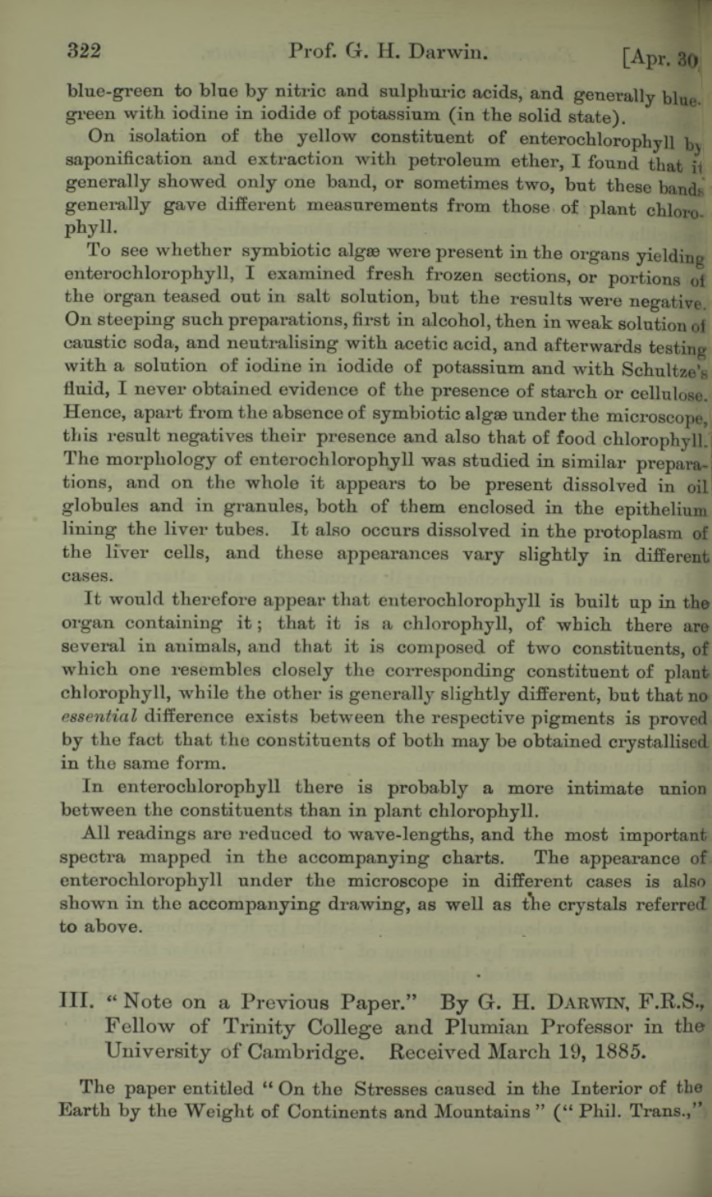blue-green to blue by nitric and sulphuric acids, and generally blue-green with iodine in iodide of potassium (in the solid state).

On isolation of the yellow constituent of enterochlorophyll by saponification and extraction with petroleum ether, I found that it generally showed only one band, or sometimes two, but these bands generally gave different measurements from those of plant chlorophyll.

To see whether symbiotic algæ were present in the organs yielding enterochlorophyll, I examined fresh frozen sections, or portions of the organ teased out in salt solution, but the results were negative. On steeping such preparations, first in alcohol, then in weak solution of caustic soda, and neutralising with acetic acid, and afterwards testing with a solution of iodine in iodide of potassium and with Schultze's fluid, I never obtained evidence of the presence of starch or cellulose. Hence, apart from the absence of symbiotic algæ under the microscope, this result negatives their presence and also that of food chlorophyll. The morphology of enterochlorophyll was studied in similar preparations, and on the whole it appears to be present dissolved in oil globules and in granules, both of them enclosed in the epithelium lining the liver tubes. It also occurs dissolved in the protoplasm of the liver cells, and these appearances vary slightly in different cases.

It would therefore appear that enterochlorophyll is built up in the organ containing it; that it is a chlorophyll, of which there are several in animals, and that it is composed of two constituents, of which one resembles closely the corresponding constituent of plant chlorophyll, while the other is generally slightly different, but that no *essential* difference exists between the respective pigments is proved by the fact that the constituents of both may be obtained crystallised in the same form.

In enterochlorophyll there is probably a more intimate union between the constituents than in plant chlorophyll.

All readings are reduced to wave-lengths, and the most important spectra mapped in the accompanying charts. The appearance of enterochlorophyll under the microscope in different cases is also shown in the accompanying drawing, as well as the crystals referred to above.

## III. "Note on a Previous Paper." By G. H. Darwin, F.R.S., Fellow of Trinity College and Plumian Professor in the University of Cambridge. Received March 19, 1885.

The paper entitled "On the Stresses caused in the Interior of the Earth by the Weight of Continents and Mountains" ("Phil. Trans.,"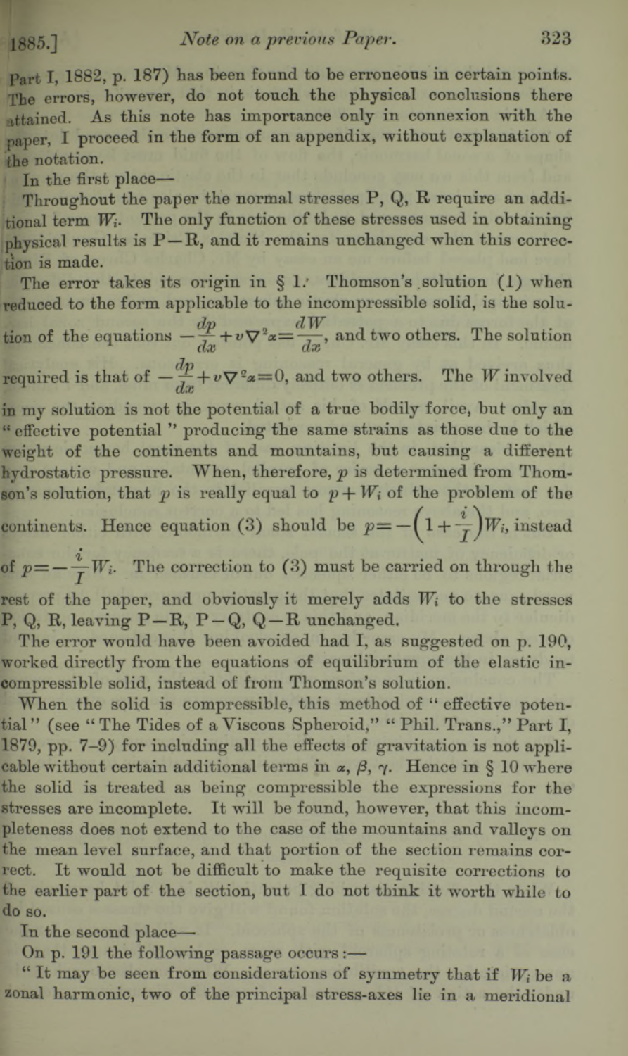Part I, 1882, p. 187) has been found to be erroneous in certain points. The errors, however, do not touch the physical conclusions there attained. As this note has importance only in connexion with the paper, I proceed in the form of an appendix, without explanation of the notation.

In the first place—

Throughout the paper the normal stresses P, Q, R require an additional term $W_i$. The only function of these stresses used in obtaining physical results is P−R, and it remains unchanged when this correction is made.

The error takes its origin in § 1. Thomson's solution (1) when reduced to the form applicable to the incompressible solid, is the solution of the equations $-\frac{dp}{dx}+v\nabla^2\alpha=\frac{dW}{dx}$, and two others. The solution required is that of $-\frac{dp}{dx}+v\nabla^2\alpha=0$, and two others. The $W$ involved in my solution is not the potential of a true bodily force, but only an "effective potential" producing the same strains as those due to the weight of the continents and mountains, but causing a different hydrostatic pressure. When, therefore, $p$ is determined from Thomson's solution, that $p$ is really equal to $p+W_i$ of the problem of the continents. Hence equation (3) should be $p=-\left(1+\frac{i}{I}\right)W_i$, instead of $p=-\frac{i}{I}W_i$. The correction to (3) must be carried on through the rest of the paper, and obviously it merely adds $W_i$ to the stresses P, Q, R, leaving P−R, P−Q, Q−R unchanged.

The error would have been avoided had I, as suggested on p. 190, worked directly from the equations of equilibrium of the elastic incompressible solid, instead of from Thomson's solution.

When the solid is compressible, this method of "effective potential" (see "The Tides of a Viscous Spheroid," "Phil. Trans.," Part I, 1879, pp. 7–9) for including all the effects of gravitation is not applicable without certain additional terms in $\alpha$, $\beta$, $\gamma$. Hence in § 10 where the solid is treated as being compressible the expressions for the stresses are incomplete. It will be found, however, that this incompleteness does not extend to the case of the mountains and valleys on the mean level surface, and that portion of the section remains correct. It would not be difficult to make the requisite corrections to the earlier part of the section, but I do not think it worth while to do so.

In the second place—

On p. 191 the following passage occurs:—

"It may be seen from considerations of symmetry that if $W_i$ be a zonal harmonic, two of the principal stress-axes lie in a meridional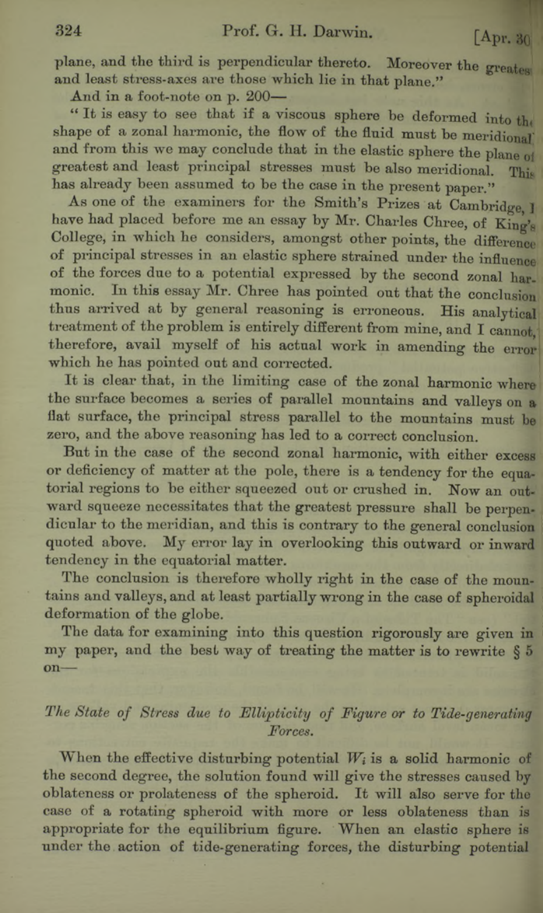plane, and the third is perpendicular thereto. Moreover the greatest and least stress-axes are those which lie in that plane."

And in a foot-note on p. 200—

"It is easy to see that if a viscous sphere be deformed into the shape of a zonal harmonic, the flow of the fluid must be meridional and from this we may conclude that in the elastic sphere the plane of greatest and least principal stresses must be also meridional. This has already been assumed to be the case in the present paper."

As one of the examiners for the Smith's Prizes at Cambridge, I have had placed before me an essay by Mr. Charles Chree, of King's College, in which he considers, amongst other points, the difference of principal stresses in an elastic sphere strained under the influence of the forces due to a potential expressed by the second zonal harmonic. In this essay Mr. Chree has pointed out that the conclusion thus arrived at by general reasoning is erroneous. His analytical treatment of the problem is entirely different from mine, and I cannot, therefore, avail myself of his actual work in amending the error which he has pointed out and corrected.

It is clear that, in the limiting case of the zonal harmonic where the surface becomes a series of parallel mountains and valleys on a flat surface, the principal stress parallel to the mountains must be zero, and the above reasoning has led to a correct conclusion.

But in the case of the second zonal harmonic, with either excess or deficiency of matter at the pole, there is a tendency for the equatorial regions to be either squeezed out or crushed in. Now an outward squeeze necessitates that the greatest pressure shall be perpendicular to the meridian, and this is contrary to the general conclusion quoted above. My error lay in overlooking this outward or inward tendency in the equatorial matter.

The conclusion is therefore wholly right in the case of the mountains and valleys, and at least partially wrong in the case of spheroidal deformation of the globe.

The data for examining into this question rigorously are given in my paper, and the best way of treating the matter is to rewrite § 5 on—

### *The State of Stress due to Ellipticity of Figure or to Tide-generating Forces.*

When the effective disturbing potential $W_i$ is a solid harmonic of the second degree, the solution found will give the stresses caused by oblateness or prolateness of the spheroid. It will also serve for the case of a rotating spheroid with more or less oblateness than is appropriate for the equilibrium figure. When an elastic sphere is under the action of tide-generating forces, the disturbing potential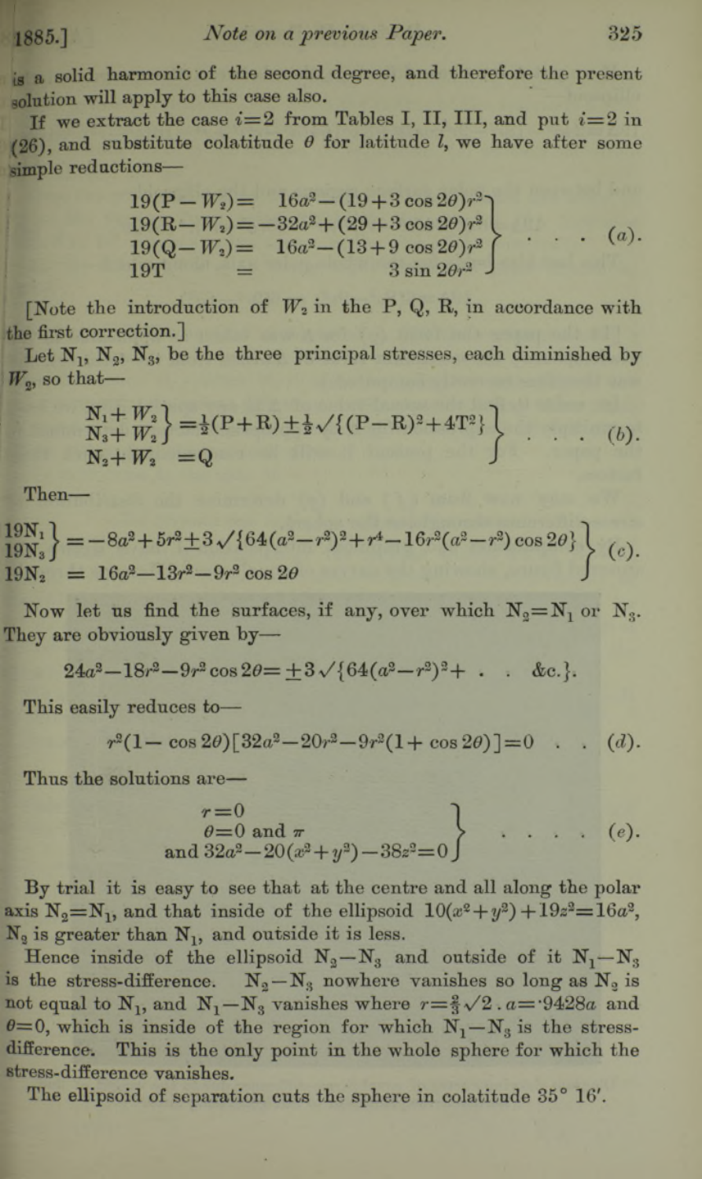is a solid harmonic of the second degree, and therefore the present solution will apply to this case also.

If we extract the case $i=2$ from Tables I, II, III, and put $i=2$ in (26), and substitute colatitude $\theta$ for latitude $l$, we have after some simple reductions—

$$\left.\begin{aligned} 19(\mathrm{P}-W_2) &= 16a^2-(19+3\cos 2\theta)r^2 \\ 19(\mathrm{R}-W_2) &= -32a^2+(29+3\cos 2\theta)r^2 \\ 19(\mathrm{Q}-W_2) &= 16a^2-(13+9\cos 2\theta)r^2 \\ 19\mathrm{T} &= 3\sin 2\theta r^2 \end{aligned}\right\} \quad . \quad . \quad . \quad (a).$$

[Note the introduction of $W_2$ in the P, Q, R, in accordance with the first correction.]

Let $\mathrm{N}_1$, $\mathrm{N}_2$, $\mathrm{N}_3$, be the three principal stresses, each diminished by $W_2$, so that—

$$\left.\begin{aligned} \left.\begin{matrix}\mathrm{N}_1+W_2 \\ \mathrm{N}_3+W_2\end{matrix}\right\} &= \tfrac{1}{2}(\mathrm{P}+\mathrm{R})\pm\tfrac{1}{2}\sqrt{\{(\mathrm{P}-\mathrm{R})^2+4\mathrm{T}^2\}} \\ \mathrm{N}_2+W_2 &= \mathrm{Q} \end{aligned}\right\} \quad . \quad . \quad . \quad (b).$$

Then—

$$\left.\begin{aligned} \left.\begin{matrix}19\mathrm{N}_1 \\ 19\mathrm{N}_3\end{matrix}\right\} &= -8a^2+5r^2\pm 3\sqrt{\{64(a^2-r^2)^2+r^4-16r^2(a^2-r^2)\cos 2\theta\}} \\ 19\mathrm{N}_2 &= 16a^2-13r^2-9r^2\cos 2\theta \end{aligned}\right\} \quad (c).$$

Now let us find the surfaces, if any, over which $\mathrm{N}_2=\mathrm{N}_1$ or $\mathrm{N}_3$. They are obviously given by—

$$24a^2-18r^2-9r^2\cos 2\theta = \pm 3\sqrt{\{64(a^2-r^2)^2+ \ . \ . \ \&c.\}}.$$

This easily reduces to—

$$r^2(1-\cos 2\theta)[32a^2-20r^2-9r^2(1+\cos 2\theta)]=0 \quad . \quad . \quad (d).$$

Thus the solutions are—

$$\left.\begin{aligned} r&=0 \\ \theta&=0 \text{ and } \pi \\ \text{and } 32a^2-20(x^2+y^2)&-38z^2=0 \end{aligned}\right\} \quad . \quad . \quad . \quad . \quad (e).$$

By trial it is easy to see that at the centre and all along the polar axis $\mathrm{N}_2=\mathrm{N}_1$, and that inside of the ellipsoid $10(x^2+y^2)+19z^2=16a^2$, $\mathrm{N}_2$ is greater than $\mathrm{N}_1$, and outside it is less.

Hence inside of the ellipsoid $\mathrm{N}_2-\mathrm{N}_3$ and outside of it $\mathrm{N}_1-\mathrm{N}_3$ is the stress-difference. $\mathrm{N}_2-\mathrm{N}_3$ nowhere vanishes so long as $\mathrm{N}_2$ is not equal to $\mathrm{N}_1$, and $\mathrm{N}_1-\mathrm{N}_3$ vanishes where $r=\frac{2}{3}\sqrt{2}\,.\,a=\cdot 9428a$ and $\theta=0$, which is inside of the region for which $\mathrm{N}_1-\mathrm{N}_3$ is the stress-difference. This is the only point in the whole sphere for which the stress-difference vanishes.

The ellipsoid of separation cuts the sphere in colatitude 35° 16′.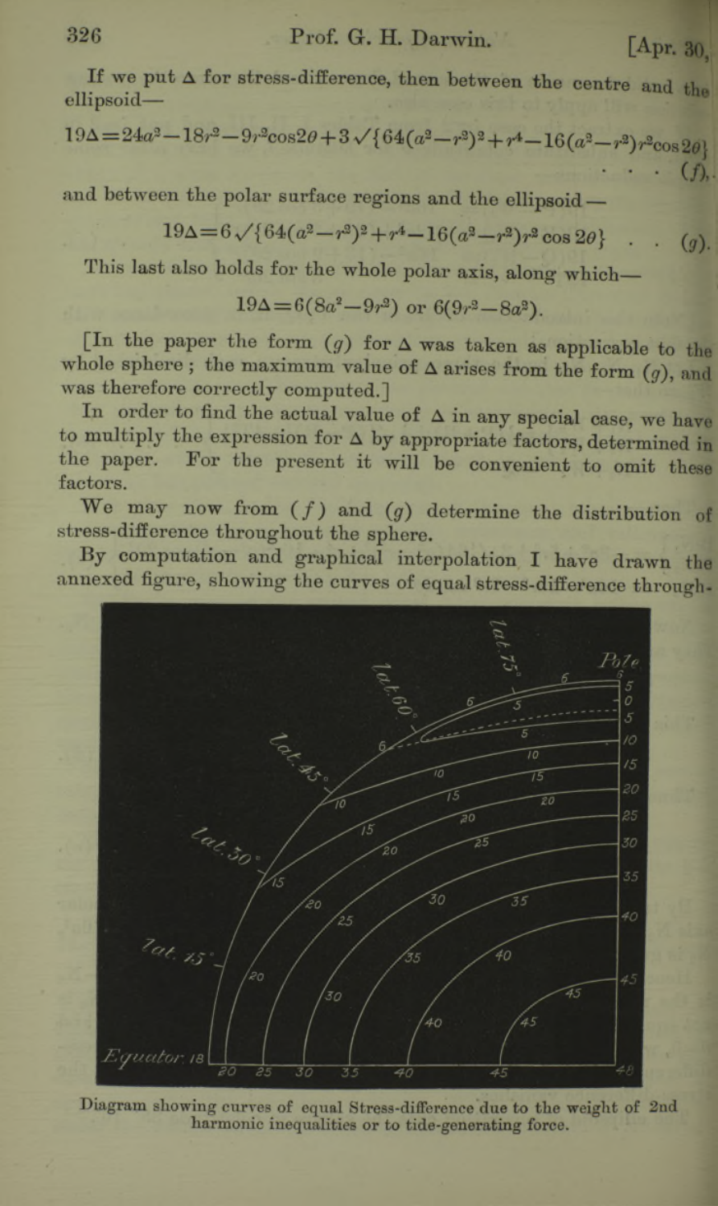If we put $\Delta$ for stress-difference, then between the centre and the ellipsoid—

$$19\Delta = 24a^2 - 18r^2 - 9r^2\cos 2\theta + 3\sqrt{\{64(a^2-r^2)^2 + r^4 - 16(a^2-r^2)r^2\cos 2\theta\}} \quad . \quad . \quad . \quad (f),$$

and between the polar surface regions and the ellipsoid—

$$19\Delta = 6\sqrt{\{64(a^2-r^2)^2 + r^4 - 16(a^2-r^2)r^2\cos 2\theta\}} \quad . \quad . \quad (g).$$

This last also holds for the whole polar axis, along which—

$$19\Delta = 6(8a^2 - 9r^2) \text{ or } 6(9r^2 - 8a^2).$$

[In the paper the form ($g$) for $\Delta$ was taken as applicable to the whole sphere; the maximum value of $\Delta$ arises from the form ($g$), and was therefore correctly computed.]

In order to find the actual value of $\Delta$ in any special case, we have to multiply the expression for $\Delta$ by appropriate factors, determined in the paper. For the present it will be convenient to omit these factors.

We may now from ($f$) and ($g$) determine the distribution of stress-difference throughout the sphere.

By computation and graphical interpolation I have drawn the annexed figure, showing the curves of equal stress-difference through-

lat. 75°
lat. 60°
lat. 45°
lat. 30°
lat. 15°
Pole
Equator 18
20 25 30 35 40 45 48
6 5 0 5 10 15 20 25 30 35 40 45

Diagram showing curves of equal Stress-difference due to the weight of 2nd harmonic inequalities or to tide-generating force.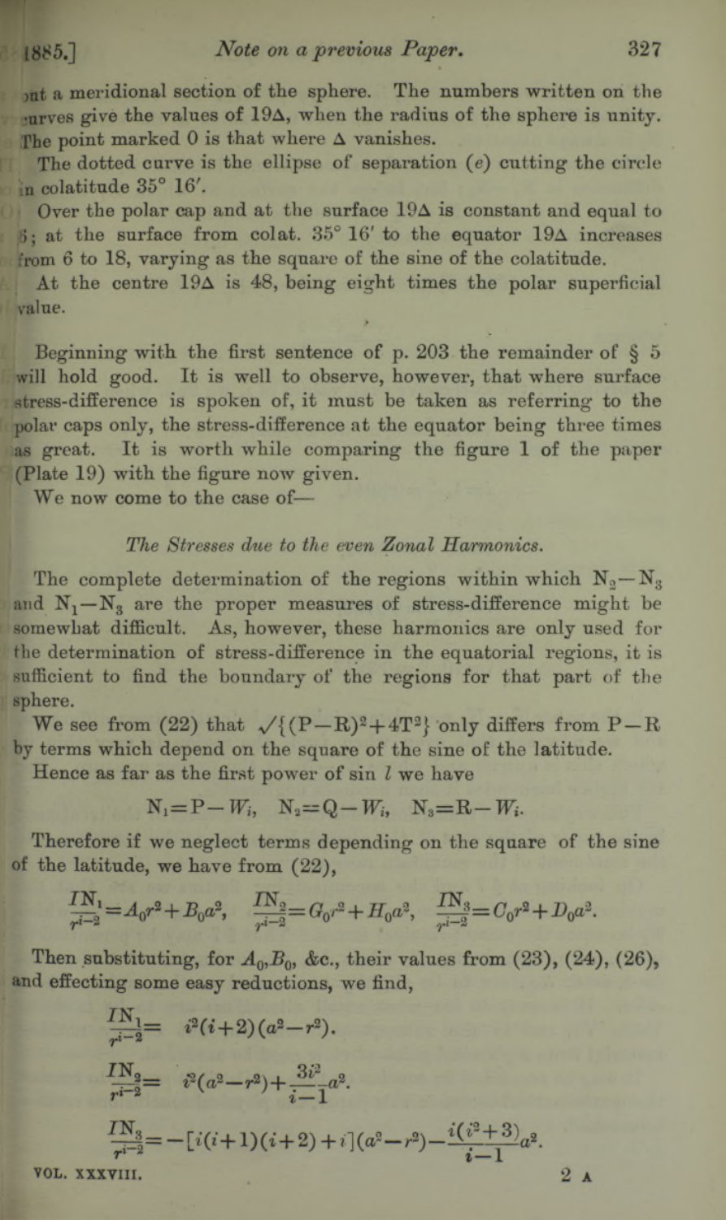out a meridional section of the sphere. The numbers written on the curves give the values of $19\Delta$, when the radius of the sphere is unity. The point marked 0 is that where $\Delta$ vanishes.

The dotted curve is the ellipse of separation ($e$) cutting the circle in colatitude 35° 16′.

Over the polar cap and at the surface $19\Delta$ is constant and equal to 6; at the surface from colat. 35° 16′ to the equator $19\Delta$ increases from 6 to 18, varying as the square of the sine of the colatitude.

At the centre $19\Delta$ is 48, being eight times the polar superficial value.

Beginning with the first sentence of p. 203 the remainder of § 5 will hold good. It is well to observe, however, that where surface stress-difference is spoken of, it must be taken as referring to the polar caps only, the stress-difference at the equator being three times as great. It is worth while comparing the figure 1 of the paper (Plate 19) with the figure now given.

We now come to the case of—

### *The Stresses due to the even Zonal Harmonics.*

The complete determination of the regions within which $N_2 - N_3$ and $N_1 - N_3$ are the proper measures of stress-difference might be somewhat difficult. As, however, these harmonics are only used for the determination of stress-difference in the equatorial regions, it is sufficient to find the boundary of the regions for that part of the sphere.

We see from (22) that $\sqrt{\{(P-R)^2+4T^2\}}$ only differs from $P-R$ by terms which depend on the square of the sine of the latitude.

Hence as far as the first power of $\sin l$ we have

$$N_1 = P - W_i, \quad N_2 = Q - W_i, \quad N_3 = R - W_i.$$

Therefore if we neglect terms depending on the square of the sine of the latitude, we have from (22),

$$\frac{IN_1}{r^{i-2}} = A_0 r^2 + B_0 a^2, \quad \frac{IN_2}{r^{i-2}} = G_0 r^2 + H_0 a^2, \quad \frac{IN_3}{r^{i-2}} = C_0 r^2 + D_0 a^2.$$

Then substituting, for $A_0, B_0$, &c., their values from (23), (24), (26), and effecting some easy reductions, we find,

$$\frac{IN_1}{r^{i-2}} = i^2(i+2)(a^2 - r^2).$$

$$\frac{IN_2}{r^{i-2}} = i^2(a^2 - r^2) + \frac{3i^2}{i-1}a^2.$$

$$\frac{IN_3}{r^{i-2}} = -[i(i+1)(i+2) + i](a^2 - r^2) - \frac{i(i^2+3)}{i-1}a^2.$$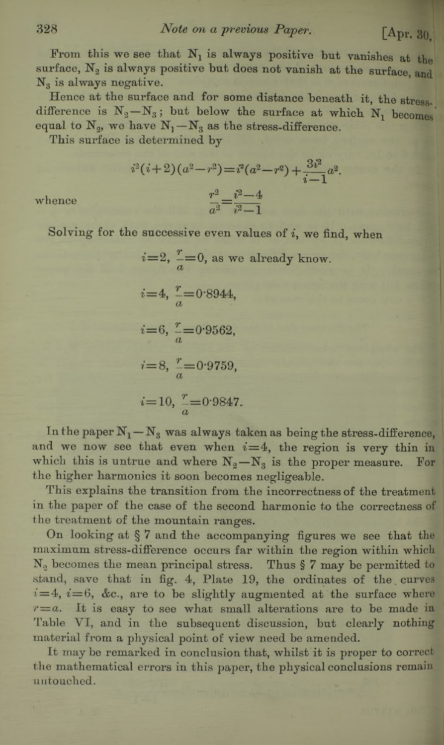From this we see that $N_1$ is always positive but vanishes at the surface, $N_2$ is always positive but does not vanish at the surface, and $N_3$ is always negative.

Hence at the surface and for some distance beneath it, the stress-difference is $N_2 - N_3$; but below the surface at which $N_1$ becomes equal to $N_2$, we have $N_1 - N_3$ as the stress-difference.

This surface is determined by

$$i^2(i+2)(a^2-r^2) = i^2(a^2-r^2) + \frac{3i^2}{i-1}a^2.$$

whence

$$\frac{r^2}{a^2} = \frac{i^2-4}{i^2-1}$$

Solving for the successive even values of $i$, we find, when

$i=2$, $\frac{r}{a}=0$, as we already know.

$i=4$, $\frac{r}{a}=0{\cdot}8944$,

$i=6$, $\frac{r}{a}=0{\cdot}9562$,

$i=8$, $\frac{r}{a}=0{\cdot}9759$,

$i=10$, $\frac{r}{a}=0{\cdot}9847$.

In the paper $N_1 - N_3$ was always taken as being the stress-difference, and we now see that even when $i=4$, the region is very thin in which this is untrue and where $N_2 - N_3$ is the proper measure. For the higher harmonics it soon becomes negligeable.

This explains the transition from the incorrectness of the treatment in the paper of the case of the second harmonic to the correctness of the treatment of the mountain ranges.

On looking at § 7 and the accompanying figures we see that the maximum stress-difference occurs far within the region within which $N_2$ becomes the mean principal stress. Thus § 7 may be permitted to stand, save that in fig. 4, Plate 19, the ordinates of the curves $i=4$, $i=6$, &c., are to be slightly augmented at the surface where $r=a$. It is easy to see what small alterations are to be made in Table VI, and in the subsequent discussion, but clearly nothing material from a physical point of view need be amended.

It may be remarked in conclusion that, whilst it is proper to correct the mathematical errors in this paper, the physical conclusions remain untouched.